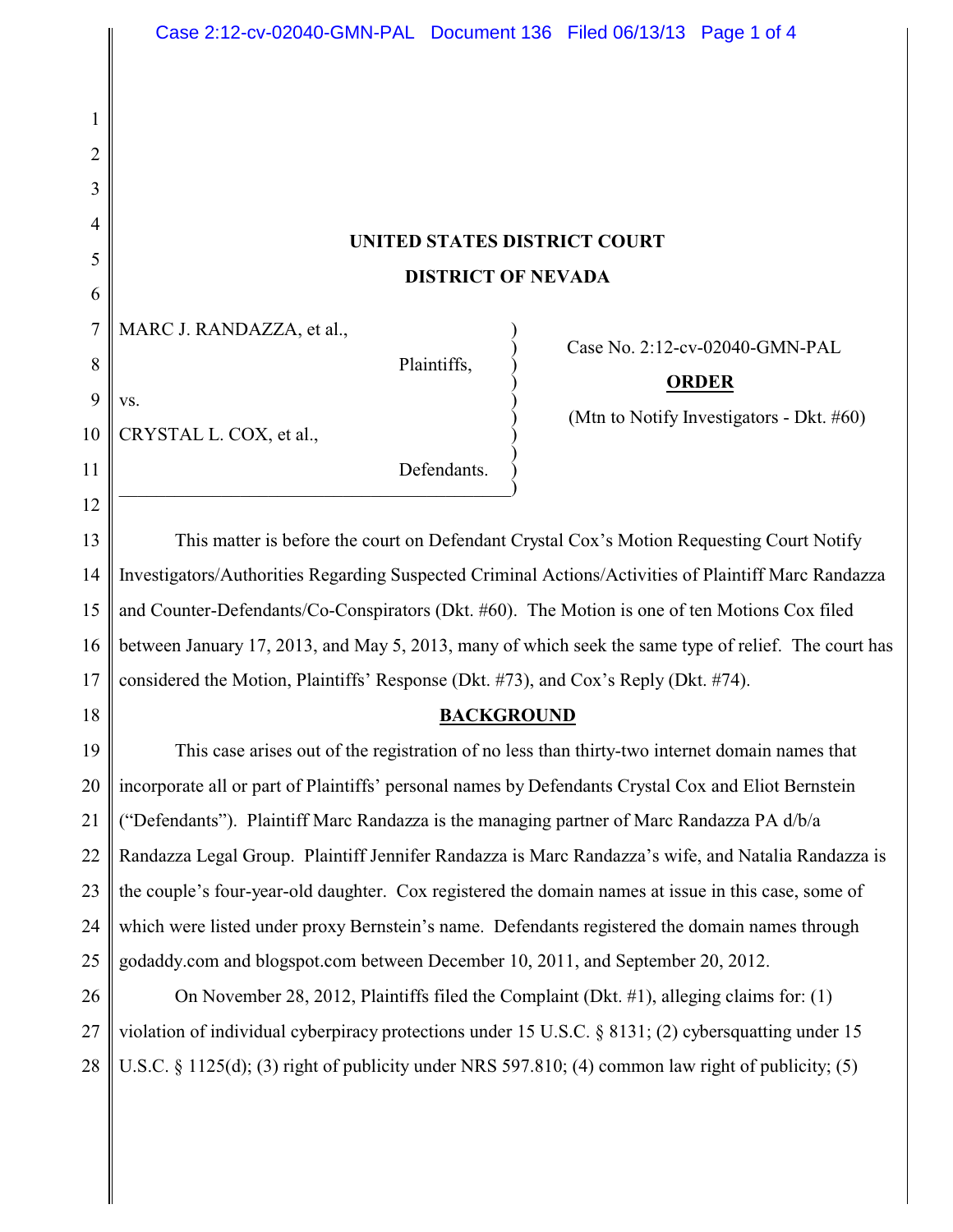**UNITED STATES DISTRICT COURT**

**DISTRICT OF NEVADA**

| | |
|---|---|
| MARC J. RANDAZZA, et al., Plaintiffs, vs. CRYSTAL L. COX, et al., Defendants. | Case No. 2:12-cv-02040-GMN-PAL **ORDER** (Mtn to Notify Investigators - Dkt. #60) |

This matter is before the court on Defendant Crystal Cox's Motion Requesting Court Notify Investigators/Authorities Regarding Suspected Criminal Actions/Activities of Plaintiff Marc Randazza and Counter-Defendants/Co-Conspirators (Dkt. #60). The Motion is one of ten Motions Cox filed between January 17, 2013, and May 5, 2013, many of which seek the same type of relief. The court has considered the Motion, Plaintiffs' Response (Dkt. #73), and Cox's Reply (Dkt. #74).

**BACKGROUND**

This case arises out of the registration of no less than thirty-two internet domain names that incorporate all or part of Plaintiffs' personal names by Defendants Crystal Cox and Eliot Bernstein ("Defendants"). Plaintiff Marc Randazza is the managing partner of Marc Randazza PA d/b/a Randazza Legal Group. Plaintiff Jennifer Randazza is Marc Randazza's wife, and Natalia Randazza is the couple's four-year-old daughter. Cox registered the domain names at issue in this case, some of which were listed under proxy Bernstein's name. Defendants registered the domain names through godaddy.com and blogspot.com between December 10, 2011, and September 20, 2012.

On November 28, 2012, Plaintiffs filed the Complaint (Dkt. #1), alleging claims for: (1) violation of individual cyberpiracy protections under 15 U.S.C. § 8131; (2) cybersquatting under 15 U.S.C. § 1125(d); (3) right of publicity under NRS 597.810; (4) common law right of publicity; (5)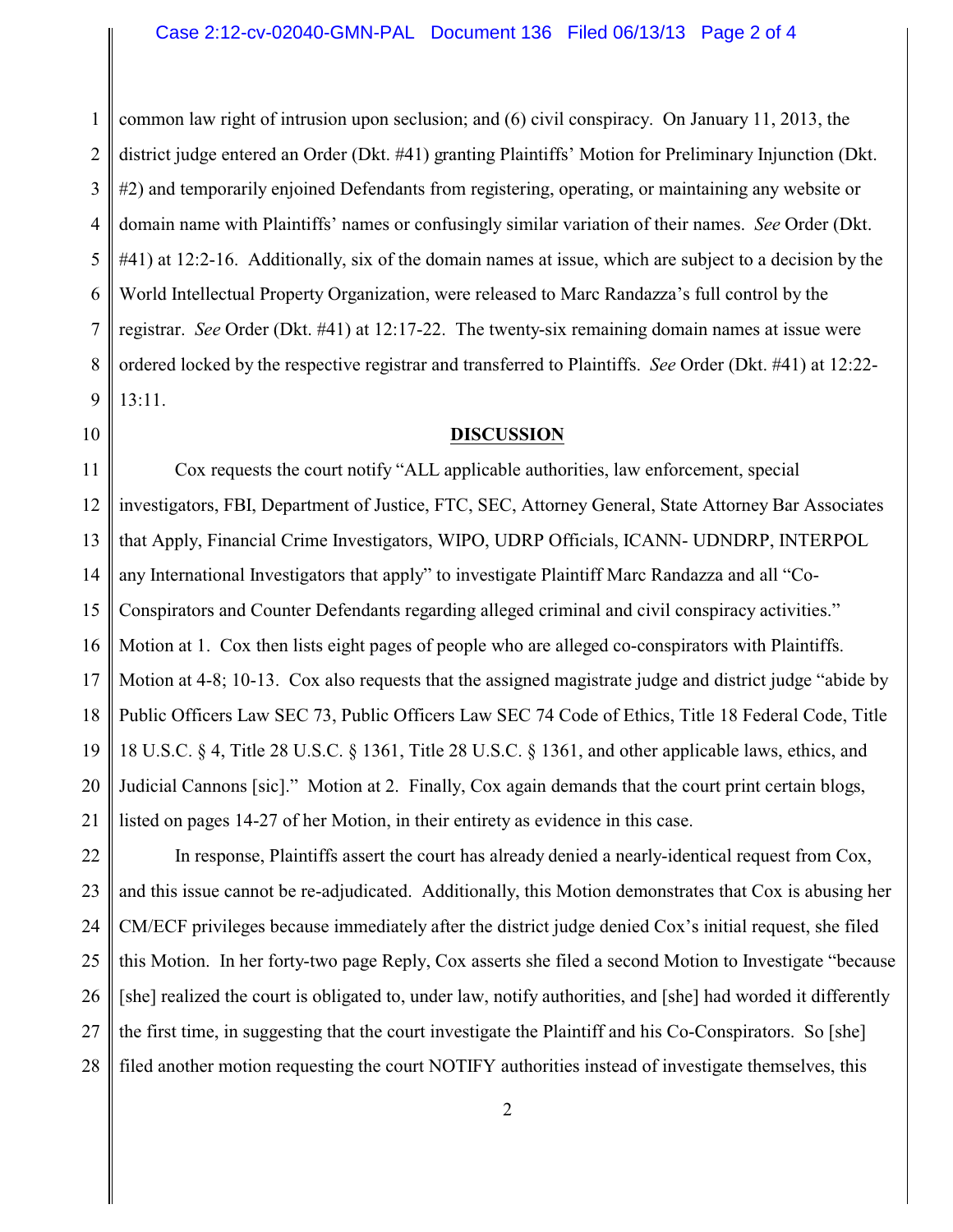common law right of intrusion upon seclusion; and (6) civil conspiracy. On January 11, 2013, the district judge entered an Order (Dkt. #41) granting Plaintiffs' Motion for Preliminary Injunction (Dkt. #2) and temporarily enjoined Defendants from registering, operating, or maintaining any website or domain name with Plaintiffs' names or confusingly similar variation of their names. *See* Order (Dkt. #41) at 12:2-16. Additionally, six of the domain names at issue, which are subject to a decision by the World Intellectual Property Organization, were released to Marc Randazza's full control by the registrar. *See* Order (Dkt. #41) at 12:17-22. The twenty-six remaining domain names at issue were ordered locked by the respective registrar and transferred to Plaintiffs. *See* Order (Dkt. #41) at 12:22-13:11.

## DISCUSSION

Cox requests the court notify "ALL applicable authorities, law enforcement, special investigators, FBI, Department of Justice, FTC, SEC, Attorney General, State Attorney Bar Associates that Apply, Financial Crime Investigators, WIPO, UDRP Officials, ICANN- UDNDRP, INTERPOL any International Investigators that apply" to investigate Plaintiff Marc Randazza and all "Co-Conspirators and Counter Defendants regarding alleged criminal and civil conspiracy activities." Motion at 1. Cox then lists eight pages of people who are alleged co-conspirators with Plaintiffs. Motion at 4-8; 10-13. Cox also requests that the assigned magistrate judge and district judge "abide by Public Officers Law SEC 73, Public Officers Law SEC 74 Code of Ethics, Title 18 Federal Code, Title 18 U.S.C. § 4, Title 28 U.S.C. § 1361, Title 28 U.S.C. § 1361, and other applicable laws, ethics, and Judicial Cannons [sic]." Motion at 2. Finally, Cox again demands that the court print certain blogs, listed on pages 14-27 of her Motion, in their entirety as evidence in this case.

In response, Plaintiffs assert the court has already denied a nearly-identical request from Cox, and this issue cannot be re-adjudicated. Additionally, this Motion demonstrates that Cox is abusing her CM/ECF privileges because immediately after the district judge denied Cox's initial request, she filed this Motion. In her forty-two page Reply, Cox asserts she filed a second Motion to Investigate "because [she] realized the court is obligated to, under law, notify authorities, and [she] had worded it differently the first time, in suggesting that the court investigate the Plaintiff and his Co-Conspirators. So [she] filed another motion requesting the court NOTIFY authorities instead of investigate themselves, this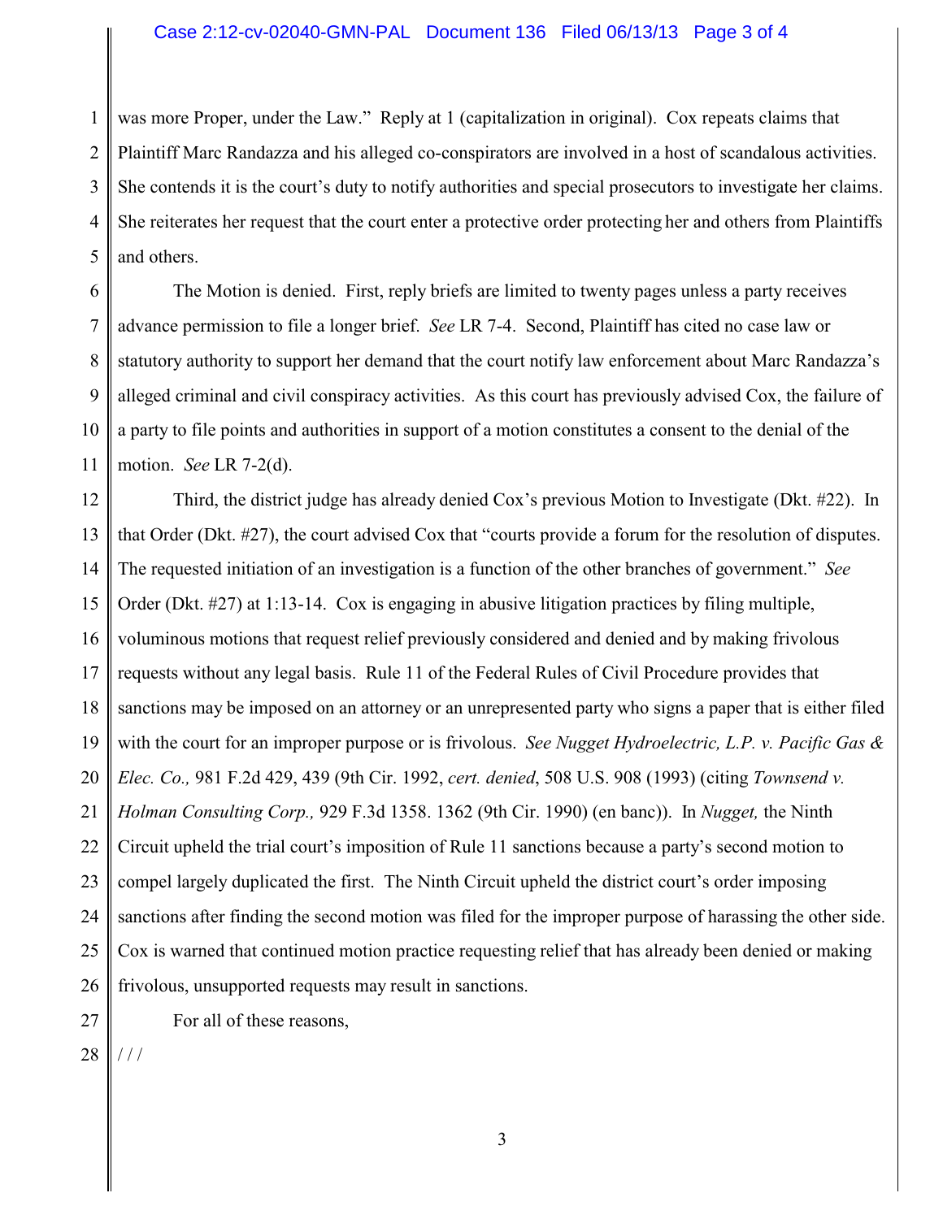was more Proper, under the Law." Reply at 1 (capitalization in original). Cox repeats claims that Plaintiff Marc Randazza and his alleged co-conspirators are involved in a host of scandalous activities. She contends it is the court's duty to notify authorities and special prosecutors to investigate her claims. She reiterates her request that the court enter a protective order protecting her and others from Plaintiffs and others.

The Motion is denied. First, reply briefs are limited to twenty pages unless a party receives advance permission to file a longer brief. *See* LR 7-4. Second, Plaintiff has cited no case law or statutory authority to support her demand that the court notify law enforcement about Marc Randazza's alleged criminal and civil conspiracy activities. As this court has previously advised Cox, the failure of a party to file points and authorities in support of a motion constitutes a consent to the denial of the motion. *See* LR 7-2(d).

Third, the district judge has already denied Cox's previous Motion to Investigate (Dkt. #22). In that Order (Dkt. #27), the court advised Cox that "courts provide a forum for the resolution of disputes. The requested initiation of an investigation is a function of the other branches of government." *See* Order (Dkt. #27) at 1:13-14. Cox is engaging in abusive litigation practices by filing multiple, voluminous motions that request relief previously considered and denied and by making frivolous requests without any legal basis. Rule 11 of the Federal Rules of Civil Procedure provides that sanctions may be imposed on an attorney or an unrepresented party who signs a paper that is either filed with the court for an improper purpose or is frivolous. *See Nugget Hydroelectric, L.P. v. Pacific Gas & Elec. Co.,* 981 F.2d 429, 439 (9th Cir. 1992, *cert. denied*, 508 U.S. 908 (1993) (citing *Townsend v. Holman Consulting Corp.,* 929 F.3d 1358. 1362 (9th Cir. 1990) (en banc)). In *Nugget,* the Ninth Circuit upheld the trial court's imposition of Rule 11 sanctions because a party's second motion to compel largely duplicated the first. The Ninth Circuit upheld the district court's order imposing sanctions after finding the second motion was filed for the improper purpose of harassing the other side. Cox is warned that continued motion practice requesting relief that has already been denied or making frivolous, unsupported requests may result in sanctions.

For all of these reasons,

/ / /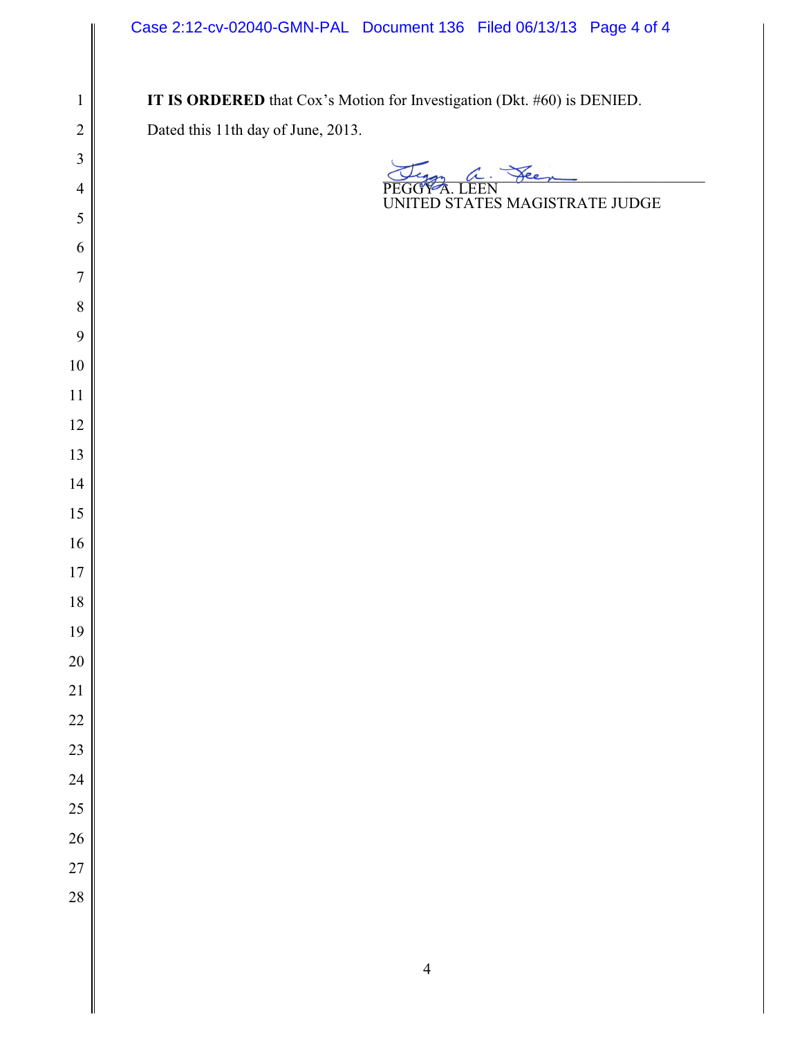**IT IS ORDERED** that Cox's Motion for Investigation (Dkt. #60) is DENIED.

Dated this 11th day of June, 2013.

PEGGY A. LEEN
UNITED STATES MAGISTRATE JUDGE